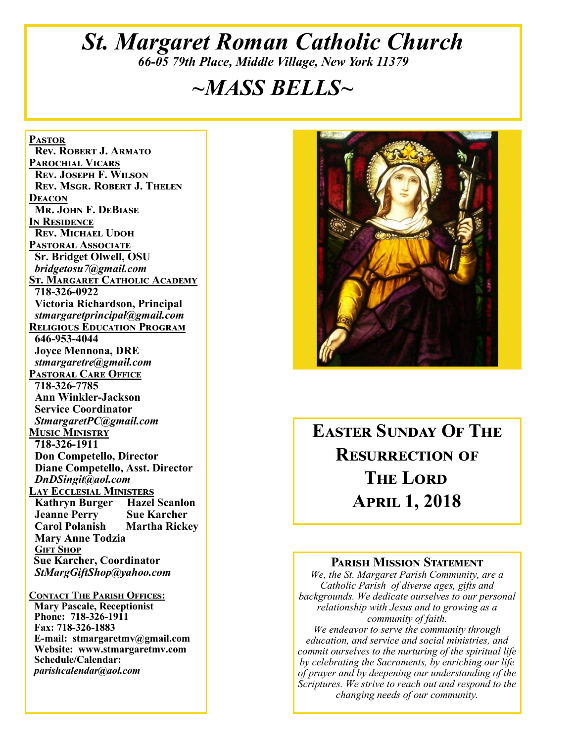# St. Margaret Roman Catholic Church

*66-05 79th Place, Middle Village, New York 11379*

# ~MASS BELLS~

**PASTOR**
**Rev. Robert J. Armato**

**PAROCHIAL VICARS**
**Rev. Joseph F. Wilson**
**Rev. Msgr. Robert J. Thelen**

**DEACON**
**Mr. John F. DeBiase**

**IN RESIDENCE**
**Rev. Michael Udoh**

**PASTORAL ASSOCIATE**
**Sr. Bridget Olwell, OSU**
*bridgetosu7@gmail.com*

**ST. MARGARET CATHOLIC ACADEMY**
**718-326-0922**
**Victoria Richardson, Principal**
*stmargaretprincipal@gmail.com*

**RELIGIOUS EDUCATION PROGRAM**
**646-953-4044**
**Joyce Mennona, DRE**
*stmargaretre@gmail.com*

**PASTORAL CARE OFFICE**
**718-326-7785**
**Ann Winkler-Jackson**
**Service Coordinator**
*StmargaretPC@gmail.com*

**MUSIC MINISTRY**
**718-326-1911**
**Don Competello, Director**
**Diane Competello, Asst. Director**
*DnDSingit@aol.com*

**LAY ECCLESIAL MINISTERS**
**Kathryn Burger**
**Hazel Scanlon**
**Jeanne Perry**
**Sue Karcher**
**Carol Polanish**
**Martha Rickey**
**Mary Anne Todzia**

**GIFT SHOP**
**Sue Karcher, Coordinator**
*StMargGiftShop@yahoo.com*

**CONTACT THE PARISH OFFICES:**
**Mary Pascale, Receptionist**
**Phone: 718-326-1911**
**Fax: 718-326-1883**
**E-mail: stmargaretmv@gmail.com**
**Website: www.stmargaretmv.com**
**Schedule/Calendar:**
*parishcalendar@aol.com*

## Easter Sunday Of The Resurrection of The Lord
## April 1, 2018

### Parish Mission Statement

*We, the St. Margaret Parish Community, are a Catholic Parish of diverse ages, gifts and backgrounds. We dedicate ourselves to our personal relationship with Jesus and to growing as a community of faith.*
*We endeavor to serve the community through education, and service and social ministries, and commit ourselves to the nurturing of the spiritual life by celebrating the Sacraments, by enriching our life of prayer and by deepening our understanding of the Scriptures. We strive to reach out and respond to the changing needs of our community.*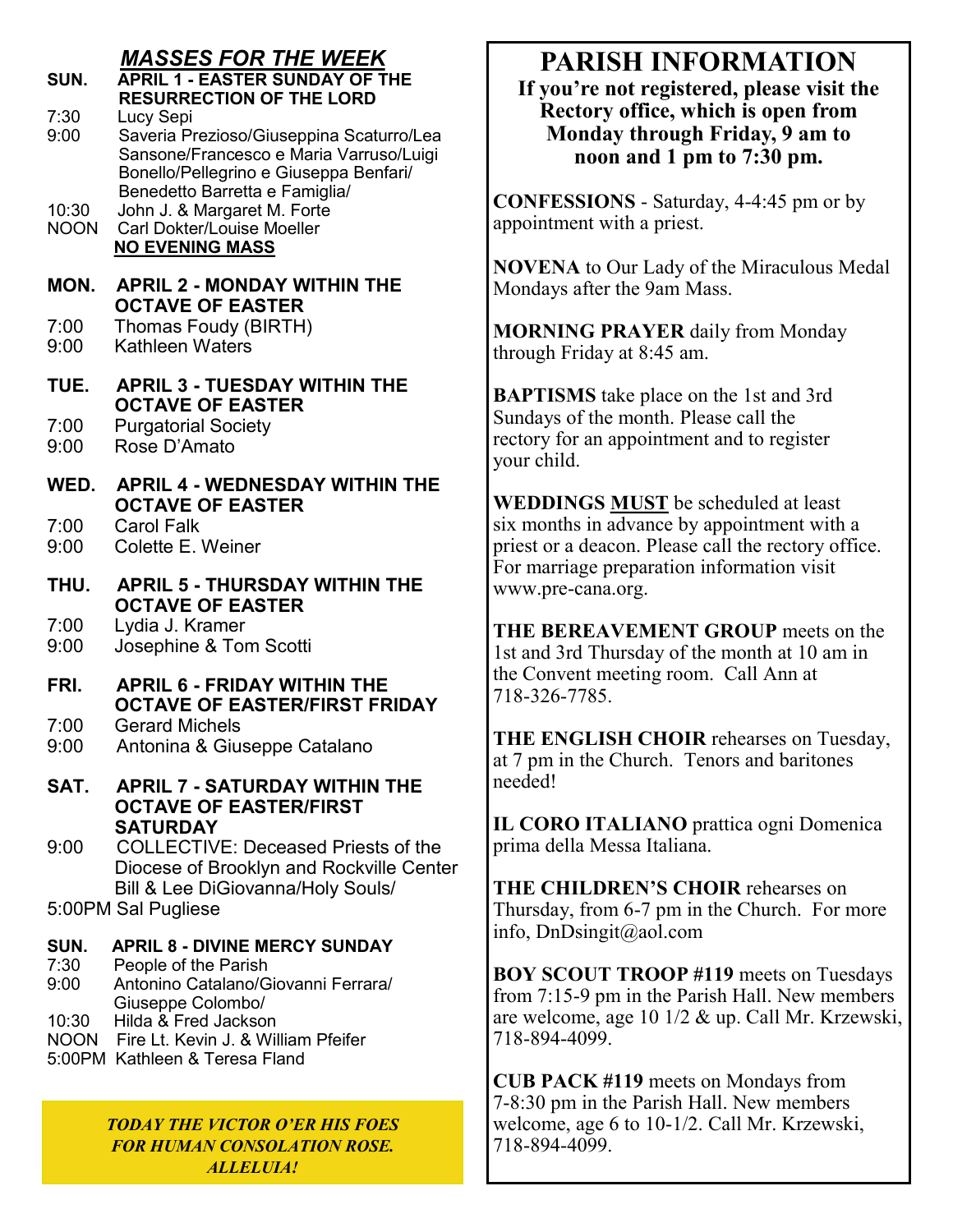## *MASSES FOR THE WEEK*

**SUN. APRIL 1 - EASTER SUNDAY OF THE RESURRECTION OF THE LORD**

7:30 Lucy Sepi
9:00 Saveria Prezioso/Giuseppina Scaturro/Lea Sansone/Francesco e Maria Varruso/Luigi Bonello/Pellegrino e Giuseppa Benfari/ Benedetto Barretta e Famiglia/
10:30 John J. & Margaret M. Forte
NOON Carl Dokter/Louise Moeller
**NO EVENING MASS**

**MON. APRIL 2 - MONDAY WITHIN THE OCTAVE OF EASTER**

7:00 Thomas Foudy (BIRTH)
9:00 Kathleen Waters

**TUE. APRIL 3 - TUESDAY WITHIN THE OCTAVE OF EASTER**

7:00 Purgatorial Society
9:00 Rose D'Amato

**WED. APRIL 4 - WEDNESDAY WITHIN THE OCTAVE OF EASTER**

7:00 Carol Falk
9:00 Colette E. Weiner

**THU. APRIL 5 - THURSDAY WITHIN THE OCTAVE OF EASTER**

7:00 Lydia J. Kramer
9:00 Josephine & Tom Scotti

**FRI. APRIL 6 - FRIDAY WITHIN THE OCTAVE OF EASTER/FIRST FRIDAY**

7:00 Gerard Michels
9:00 Antonina & Giuseppe Catalano

**SAT. APRIL 7 - SATURDAY WITHIN THE OCTAVE OF EASTER/FIRST SATURDAY**

9:00 COLLECTIVE: Deceased Priests of the Diocese of Brooklyn and Rockville Center Bill & Lee DiGiovanna/Holy Souls/
5:00PM Sal Pugliese

**SUN. APRIL 8 - DIVINE MERCY SUNDAY**

7:30 People of the Parish
9:00 Antonino Catalano/Giovanni Ferrara/ Giuseppe Colombo/
10:30 Hilda & Fred Jackson
NOON Fire Lt. Kevin J. & William Pfeifer
5:00PM Kathleen & Teresa Fland

***TODAY THE VICTOR O'ER HIS FOES FOR HUMAN CONSOLATION ROSE. ALLELUIA!***

# PARISH INFORMATION

**If you're not registered, please visit the Rectory office, which is open from Monday through Friday, 9 am to noon and 1 pm to 7:30 pm.**

**CONFESSIONS** - Saturday, 4-4:45 pm or by appointment with a priest.

**NOVENA** to Our Lady of the Miraculous Medal Mondays after the 9am Mass.

**MORNING PRAYER** daily from Monday through Friday at 8:45 am.

**BAPTISMS** take place on the 1st and 3rd Sundays of the month. Please call the rectory for an appointment and to register your child.

**WEDDINGS <u>MUST</u>** be scheduled at least six months in advance by appointment with a priest or a deacon. Please call the rectory office. For marriage preparation information visit www.pre-cana.org.

**THE BEREAVEMENT GROUP** meets on the 1st and 3rd Thursday of the month at 10 am in the Convent meeting room. Call Ann at 718-326-7785.

**THE ENGLISH CHOIR** rehearses on Tuesday, at 7 pm in the Church. Tenors and baritones needed!

**IL CORO ITALIANO** prattica ogni Domenica prima della Messa Italiana.

**THE CHILDREN'S CHOIR** rehearses on Thursday, from 6-7 pm in the Church. For more info, DnDsingit@aol.com

**BOY SCOUT TROOP #119** meets on Tuesdays from 7:15-9 pm in the Parish Hall. New members are welcome, age 10 1/2 & up. Call Mr. Krzewski, 718-894-4099.

**CUB PACK #119** meets on Mondays from 7-8:30 pm in the Parish Hall. New members welcome, age 6 to 10-1/2. Call Mr. Krzewski, 718-894-4099.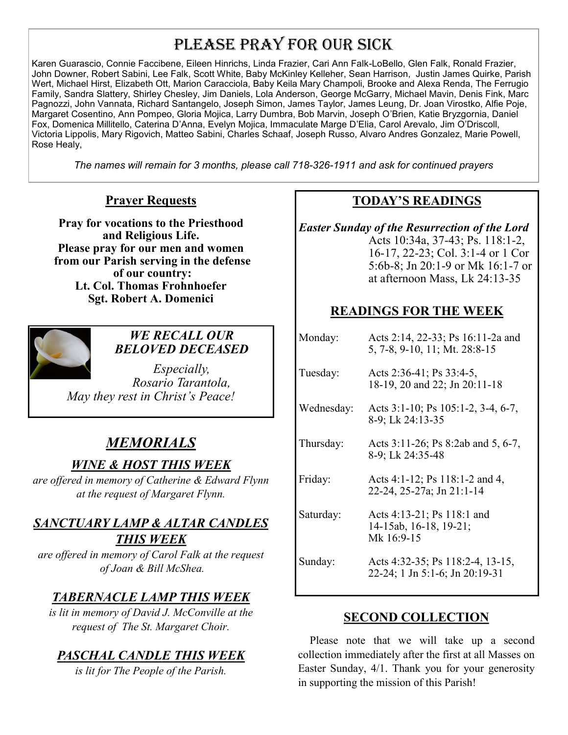# Please Pray for our Sick

Karen Guarascio, Connie Faccibene, Eileen Hinrichs, Linda Frazier, Cari Ann Falk-LoBello, Glen Falk, Ronald Frazier, John Downer, Robert Sabini, Lee Falk, Scott White, Baby McKinley Kelleher, Sean Harrison, Justin James Quirke, Parish Wert, Michael Hirst, Elizabeth Ott, Marion Caracciola, Baby Keila Mary Champoli, Brooke and Alexa Renda, The Ferrugio Family, Sandra Slattery, Shirley Chesley, Jim Daniels, Lola Anderson, George McGarry, Michael Mavin, Denis Fink, Marc Pagnozzi, John Vannata, Richard Santangelo, Joseph Simon, James Taylor, James Leung, Dr. Joan Virostko, Alfie Poje, Margaret Cosentino, Ann Pompeo, Gloria Mojica, Larry Dumbra, Bob Marvin, Joseph O'Brien, Katie Bryzgornia, Daniel Fox, Domenica Millitello, Caterina D'Anna, Evelyn Mojica, Immaculate Marge D'Elia, Carol Arevalo, Jim O'Driscoll, Victoria Lippolis, Mary Rigovich, Matteo Sabini, Charles Schaaf, Joseph Russo, Alvaro Andres Gonzalez, Marie Powell, Rose Healy,

*The names will remain for 3 months, please call 718-326-1911 and ask for continued prayers*

## Prayer Requests

**Pray for vocations to the Priesthood and Religious Life.**
**Please pray for our men and women from our Parish serving in the defense of our country:**
**Lt. Col. Thomas Frohnhoefer**
**Sgt. Robert A. Domenici**

### *WE RECALL OUR BELOVED DECEASED*

*Especially,*
*Rosario Tarantola,*
*May they rest in Christ's Peace!*

## *MEMORIALS*

### *WINE & HOST THIS WEEK*

*are offered in memory of Catherine & Edward Flynn at the request of Margaret Flynn.*

### *SANCTUARY LAMP & ALTAR CANDLES THIS WEEK*

*are offered in memory of Carol Falk at the request of Joan & Bill McShea.*

### *TABERNACLE LAMP THIS WEEK*

*is lit in memory of David J. McConville at the request of The St. Margaret Choir.*

### *PASCHAL CANDLE THIS WEEK*

*is lit for The People of the Parish.*

## TODAY'S READINGS

***Easter Sunday of the Resurrection of the Lord***
Acts 10:34a, 37-43; Ps. 118:1-2, 16-17, 22-23; Col. 3:1-4 or 1 Cor 5:6b-8; Jn 20:1-9 or Mk 16:1-7 or at afternoon Mass, Lk 24:13-35

## READINGS FOR THE WEEK

| | |
|---|---|
| Monday: | Acts 2:14, 22-33; Ps 16:11-2a and 5, 7-8, 9-10, 11; Mt. 28:8-15 |
| Tuesday: | Acts 2:36-41; Ps 33:4-5, 18-19, 20 and 22; Jn 20:11-18 |
| Wednesday: | Acts 3:1-10; Ps 105:1-2, 3-4, 6-7, 8-9; Lk 24:13-35 |
| Thursday: | Acts 3:11-26; Ps 8:2ab and 5, 6-7, 8-9; Lk 24:35-48 |
| Friday: | Acts 4:1-12; Ps 118:1-2 and 4, 22-24, 25-27a; Jn 21:1-14 |
| Saturday: | Acts 4:13-21; Ps 118:1 and 14-15ab, 16-18, 19-21; Mk 16:9-15 |
| Sunday: | Acts 4:32-35; Ps 118:2-4, 13-15, 22-24; 1 Jn 5:1-6; Jn 20:19-31 |

## SECOND COLLECTION

Please note that we will take up a second collection immediately after the first at all Masses on Easter Sunday, 4/1. Thank you for your generosity in supporting the mission of this Parish!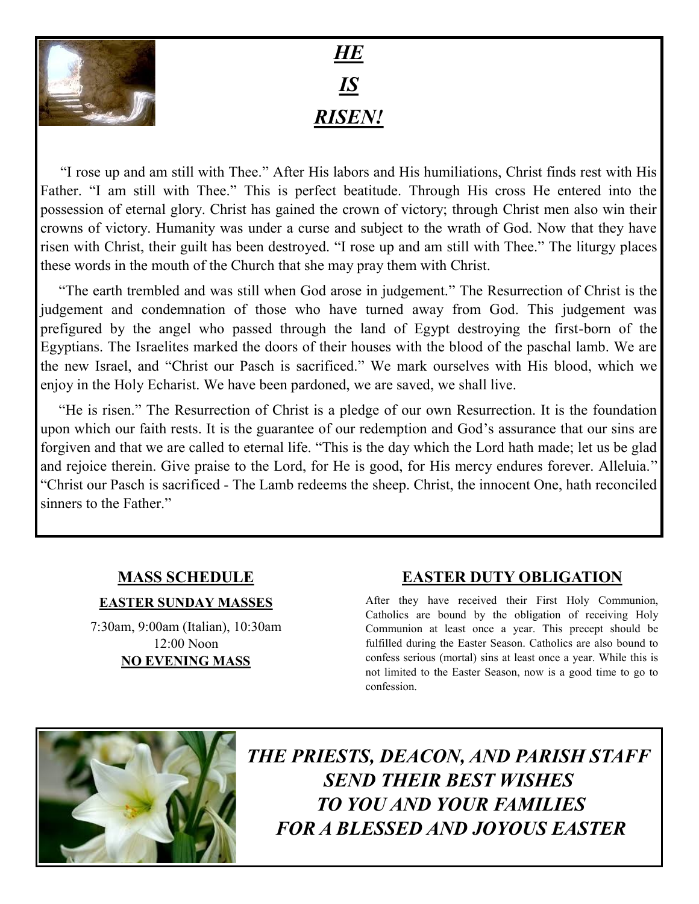# ***HE IS RISEN!***

"I rose up and am still with Thee." After His labors and His humiliations, Christ finds rest with His Father. "I am still with Thee." This is perfect beatitude. Through His cross He entered into the possession of eternal glory. Christ has gained the crown of victory; through Christ men also win their crowns of victory. Humanity was under a curse and subject to the wrath of God. Now that they have risen with Christ, their guilt has been destroyed. "I rose up and am still with Thee." The liturgy places these words in the mouth of the Church that she may pray them with Christ.

"The earth trembled and was still when God arose in judgement." The Resurrection of Christ is the judgement and condemnation of those who have turned away from God. This judgement was prefigured by the angel who passed through the land of Egypt destroying the first-born of the Egyptians. The Israelites marked the doors of their houses with the blood of the paschal lamb. We are the new Israel, and "Christ our Pasch is sacrificed." We mark ourselves with His blood, which we enjoy in the Holy Echarist. We have been pardoned, we are saved, we shall live.

"He is risen." The Resurrection of Christ is a pledge of our own Resurrection. It is the foundation upon which our faith rests. It is the guarantee of our redemption and God's assurance that our sins are forgiven and that we are called to eternal life. "This is the day which the Lord hath made; let us be glad and rejoice therein. Give praise to the Lord, for He is good, for His mercy endures forever. Alleluia." "Christ our Pasch is sacrificed - The Lamb redeems the sheep. Christ, the innocent One, hath reconciled sinners to the Father."

## MASS SCHEDULE

**EASTER SUNDAY MASSES**

7:30am, 9:00am (Italian), 10:30am
12:00 Noon
**NO EVENING MASS**

## EASTER DUTY OBLIGATION

After they have received their First Holy Communion, Catholics are bound by the obligation of receiving Holy Communion at least once a year. This precept should be fulfilled during the Easter Season. Catholics are also bound to confess serious (mortal) sins at least once a year. While this is not limited to the Easter Season, now is a good time to go to confession.

***THE PRIESTS, DEACON, AND PARISH STAFF SEND THEIR BEST WISHES TO YOU AND YOUR FAMILIES FOR A BLESSED AND JOYOUS EASTER***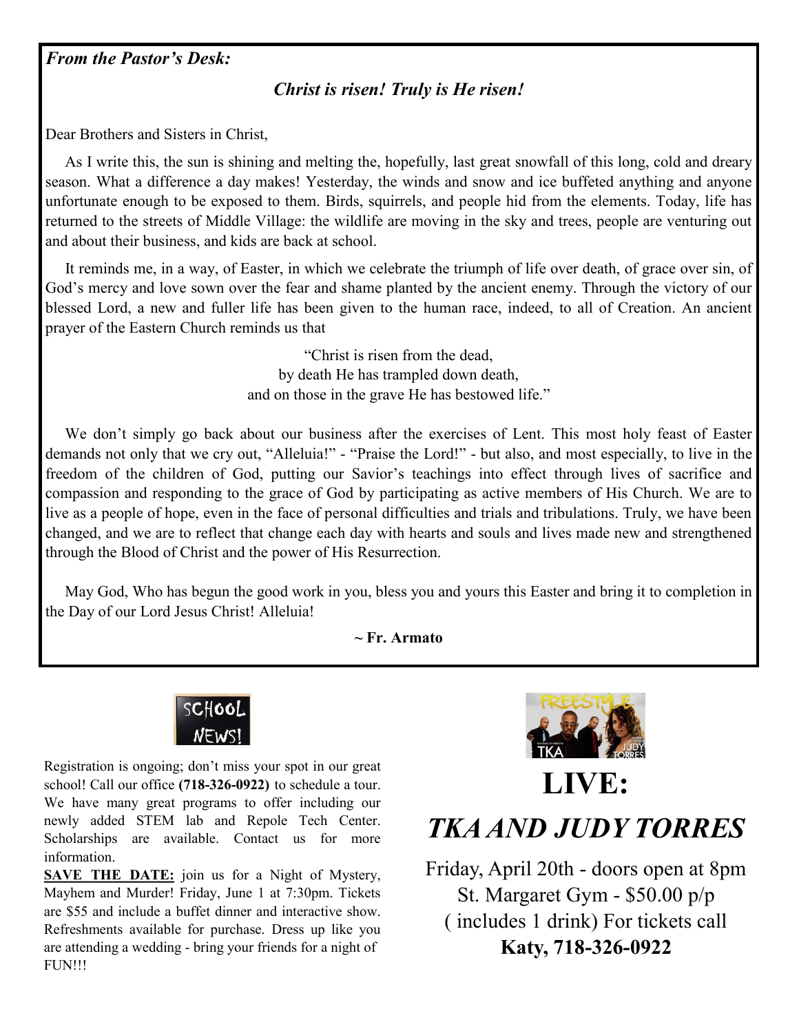***From the Pastor's Desk:***

***Christ is risen! Truly is He risen!***

Dear Brothers and Sisters in Christ,

As I write this, the sun is shining and melting the, hopefully, last great snowfall of this long, cold and dreary season. What a difference a day makes! Yesterday, the winds and snow and ice buffeted anything and anyone unfortunate enough to be exposed to them. Birds, squirrels, and people hid from the elements. Today, life has returned to the streets of Middle Village: the wildlife are moving in the sky and trees, people are venturing out and about their business, and kids are back at school.

It reminds me, in a way, of Easter, in which we celebrate the triumph of life over death, of grace over sin, of God's mercy and love sown over the fear and shame planted by the ancient enemy. Through the victory of our blessed Lord, a new and fuller life has been given to the human race, indeed, to all of Creation. An ancient prayer of the Eastern Church reminds us that

"Christ is risen from the dead,
by death He has trampled down death,
and on those in the grave He has bestowed life."

We don't simply go back about our business after the exercises of Lent. This most holy feast of Easter demands not only that we cry out, "Alleluia!" - "Praise the Lord!" - but also, and most especially, to live in the freedom of the children of God, putting our Savior's teachings into effect through lives of sacrifice and compassion and responding to the grace of God by participating as active members of His Church. We are to live as a people of hope, even in the face of personal difficulties and trials and tribulations. Truly, we have been changed, and we are to reflect that change each day with hearts and souls and lives made new and strengthened through the Blood of Christ and the power of His Resurrection.

May God, Who has begun the good work in you, bless you and yours this Easter and bring it to completion in the Day of our Lord Jesus Christ! Alleluia!

**~ Fr. Armato**

SCHOOL NEWS!

Registration is ongoing; don't miss your spot in our great school! Call our office **(718-326-0922)** to schedule a tour. We have many great programs to offer including our newly added STEM lab and Repole Tech Center. Scholarships are available. Contact us for more information.

**SAVE THE DATE:** join us for a Night of Mystery, Mayhem and Murder! Friday, June 1 at 7:30pm. Tickets are $55 and include a buffet dinner and interactive show. Refreshments available for purchase. Dress up like you are attending a wedding - bring your friends for a night of FUN!!!

# LIVE:

## *TKA AND JUDY TORRES*

Friday, April 20th - doors open at 8pm
St. Margaret Gym - $50.00 p/p
( includes 1 drink) For tickets call
**Katy, 718-326-0922**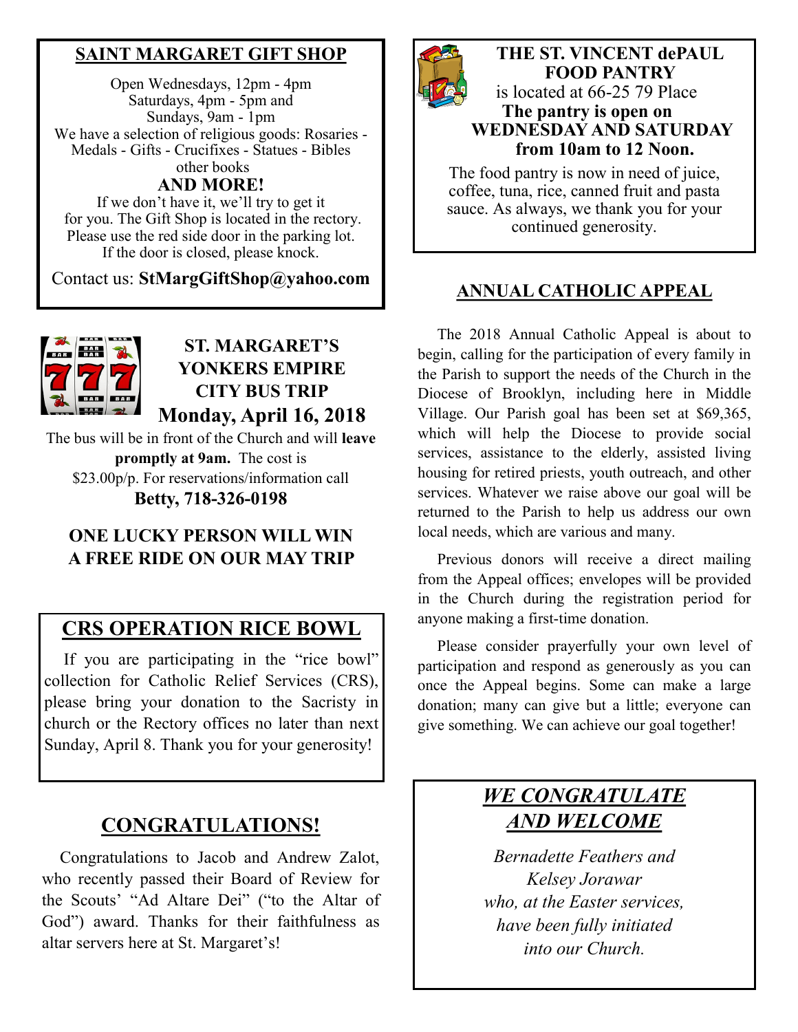## SAINT MARGARET GIFT SHOP

Open Wednesdays, 12pm - 4pm
Saturdays, 4pm - 5pm and
Sundays, 9am - 1pm
We have a selection of religious goods: Rosaries - Medals - Gifts - Crucifixes - Statues - Bibles other books

**AND MORE!**

If we don't have it, we'll try to get it for you. The Gift Shop is located in the rectory. Please use the red side door in the parking lot. If the door is closed, please knock.

Contact us: **StMargGiftShop@yahoo.com**

## ST. MARGARET'S YONKERS EMPIRE CITY BUS TRIP

### Monday, April 16, 2018

The bus will be in front of the Church and will **leave promptly at 9am.** The cost is $23.00p/p. For reservations/information call
**Betty, 718-326-0198**

**ONE LUCKY PERSON WILL WIN A FREE RIDE ON OUR MAY TRIP**

## CRS OPERATION RICE BOWL

If you are participating in the "rice bowl" collection for Catholic Relief Services (CRS), please bring your donation to the Sacristy in church or the Rectory offices no later than next Sunday, April 8. Thank you for your generosity!

## CONGRATULATIONS!

Congratulations to Jacob and Andrew Zalot, who recently passed their Board of Review for the Scouts' "Ad Altare Dei" ("to the Altar of God") award. Thanks for their faithfulness as altar servers here at St. Margaret's!

## THE ST. VINCENT dePAUL FOOD PANTRY

is located at 66-25 79 Place
**The pantry is open on WEDNESDAY AND SATURDAY from 10am to 12 Noon.**

The food pantry is now in need of juice, coffee, tuna, rice, canned fruit and pasta sauce. As always, we thank you for your continued generosity.

## ANNUAL CATHOLIC APPEAL

The 2018 Annual Catholic Appeal is about to begin, calling for the participation of every family in the Parish to support the needs of the Church in the Diocese of Brooklyn, including here in Middle Village. Our Parish goal has been set at $69,365, which will help the Diocese to provide social services, assistance to the elderly, assisted living housing for retired priests, youth outreach, and other services. Whatever we raise above our goal will be returned to the Parish to help us address our own local needs, which are various and many.

Previous donors will receive a direct mailing from the Appeal offices; envelopes will be provided in the Church during the registration period for anyone making a first-time donation.

Please consider prayerfully your own level of participation and respond as generously as you can once the Appeal begins. Some can make a large donation; many can give but a little; everyone can give something. We can achieve our goal together!

## *WE CONGRATULATE AND WELCOME*

*Bernadette Feathers and Kelsey Jorawar who, at the Easter services, have been fully initiated into our Church.*